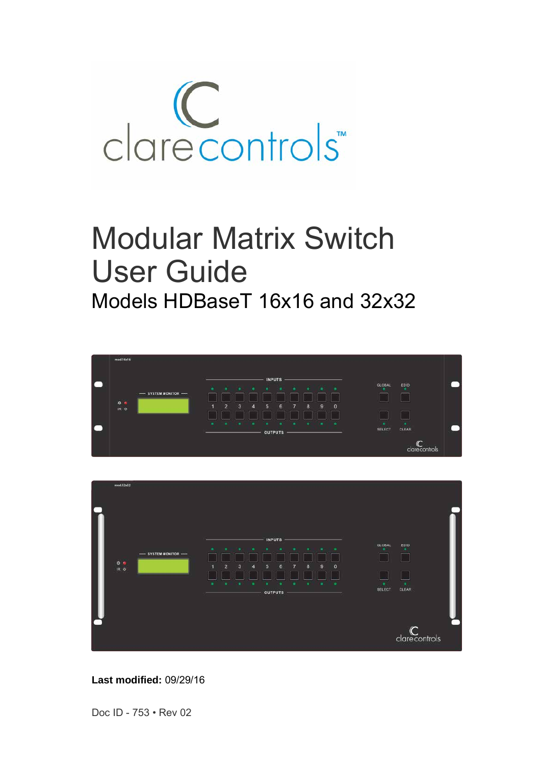# Modular Matrix Switch User Guide

## Models HDBaseT 16x16 and 32x32

**Last modified:** 09/29/16

Doc ID - 753 • Rev 02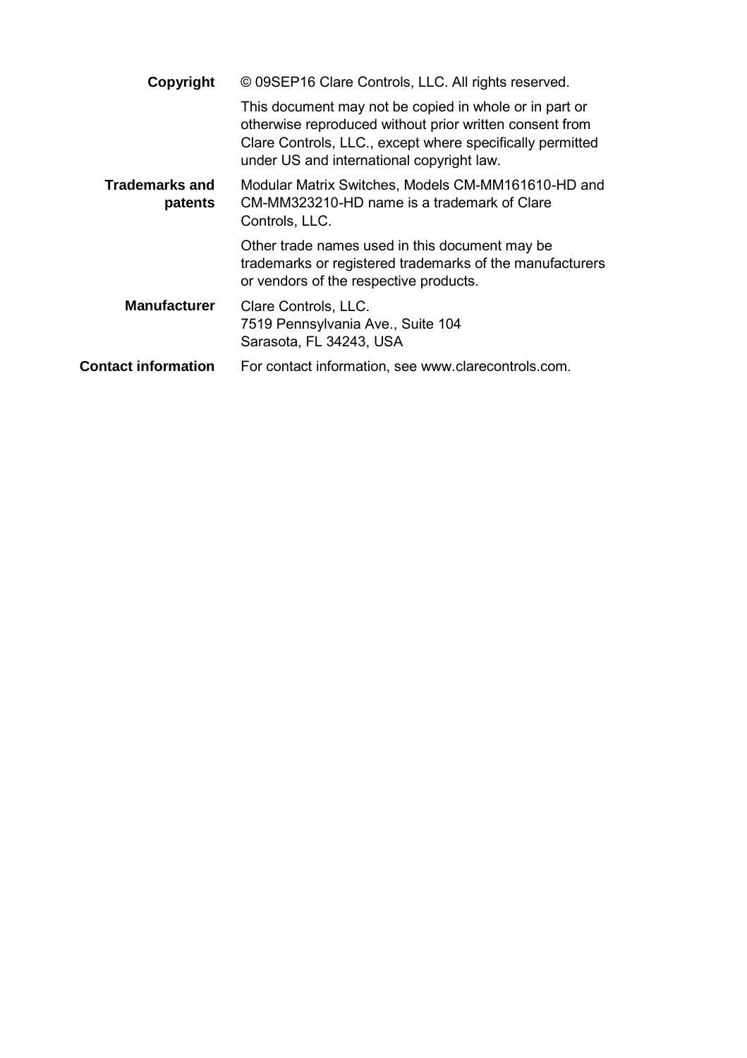**Copyright** © 09SEP16 Clare Controls, LLC. All rights reserved.

This document may not be copied in whole or in part or otherwise reproduced without prior written consent from Clare Controls, LLC., except where specifically permitted under US and international copyright law.

**Trademarks and patents** Modular Matrix Switches, Models CM-MM161610-HD and CM-MM323210-HD name is a trademark of Clare Controls, LLC.

Other trade names used in this document may be trademarks or registered trademarks of the manufacturers or vendors of the respective products.

**Manufacturer** Clare Controls, LLC.
7519 Pennsylvania Ave., Suite 104
Sarasota, FL 34243, USA

**Contact information** For contact information, see www.clarecontrols.com.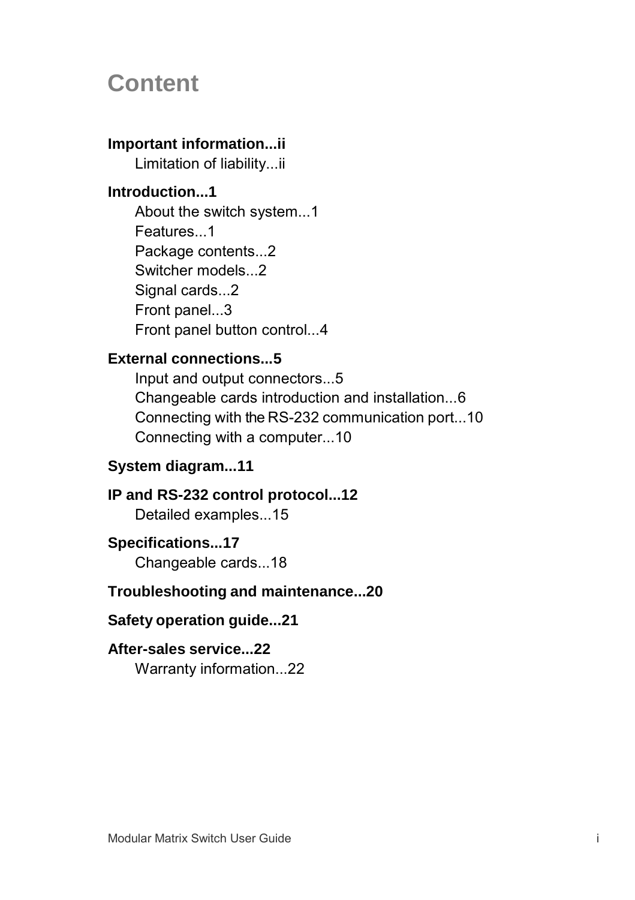# Content

**Important information...ii**

Limitation of liability...ii

**Introduction...1**

About the switch system...1

Features...1

Package contents...2

Switcher models...2

Signal cards...2

Front panel...3

Front panel button control...4

**External connections...5**

Input and output connectors...5

Changeable cards introduction and installation...6

Connecting with the RS-232 communication port...10

Connecting with a computer...10

**System diagram...11**

**IP and RS-232 control protocol...12**

Detailed examples...15

**Specifications...17**

Changeable cards...18

**Troubleshooting and maintenance...20**

**Safety operation guide...21**

**After-sales service...22**

Warranty information...22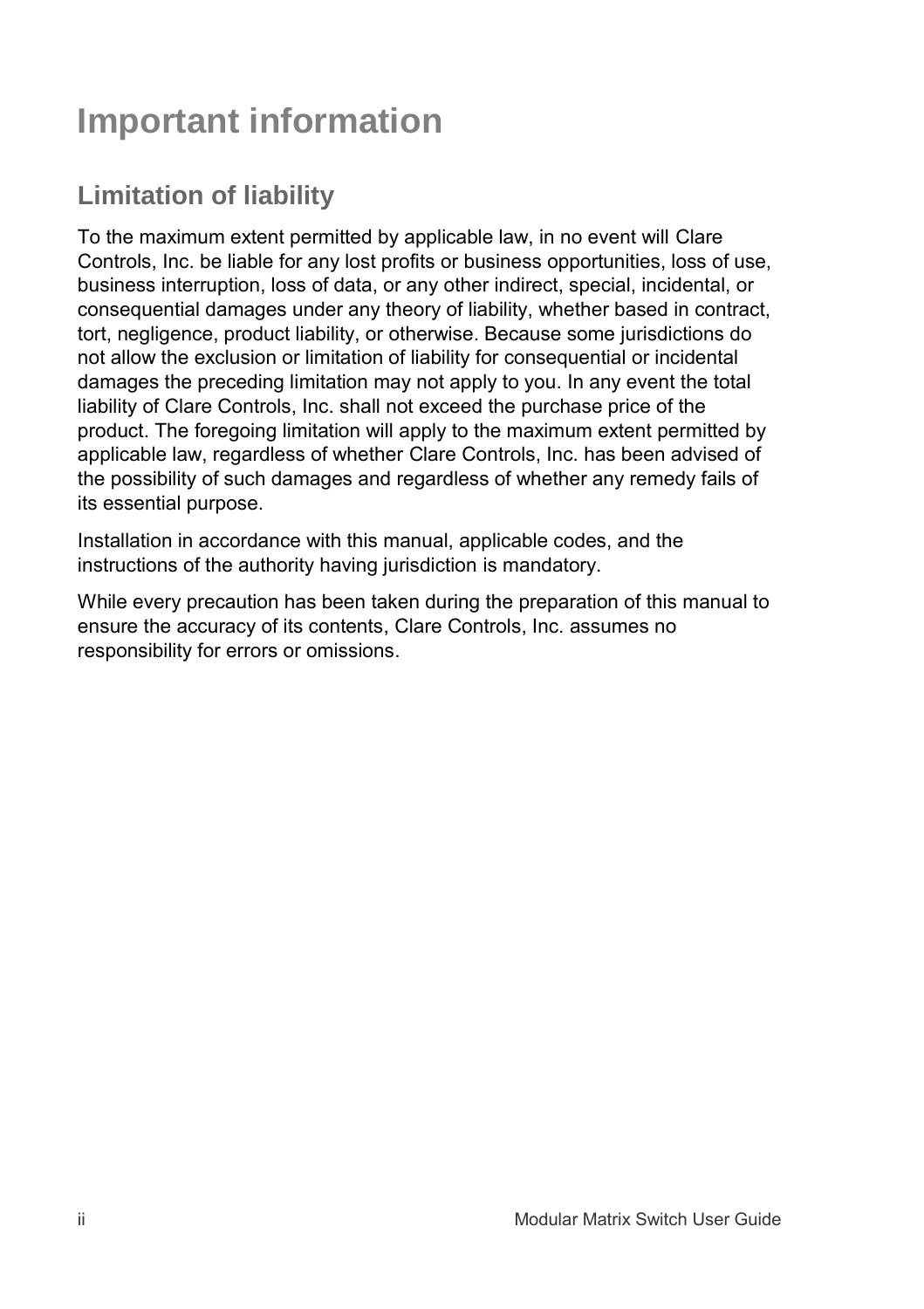# Important information

## Limitation of liability

To the maximum extent permitted by applicable law, in no event will Clare Controls, Inc. be liable for any lost profits or business opportunities, loss of use, business interruption, loss of data, or any other indirect, special, incidental, or consequential damages under any theory of liability, whether based in contract, tort, negligence, product liability, or otherwise. Because some jurisdictions do not allow the exclusion or limitation of liability for consequential or incidental damages the preceding limitation may not apply to you. In any event the total liability of Clare Controls, Inc. shall not exceed the purchase price of the product. The foregoing limitation will apply to the maximum extent permitted by applicable law, regardless of whether Clare Controls, Inc. has been advised of the possibility of such damages and regardless of whether any remedy fails of its essential purpose.

Installation in accordance with this manual, applicable codes, and the instructions of the authority having jurisdiction is mandatory.

While every precaution has been taken during the preparation of this manual to ensure the accuracy of its contents, Clare Controls, Inc. assumes no responsibility for errors or omissions.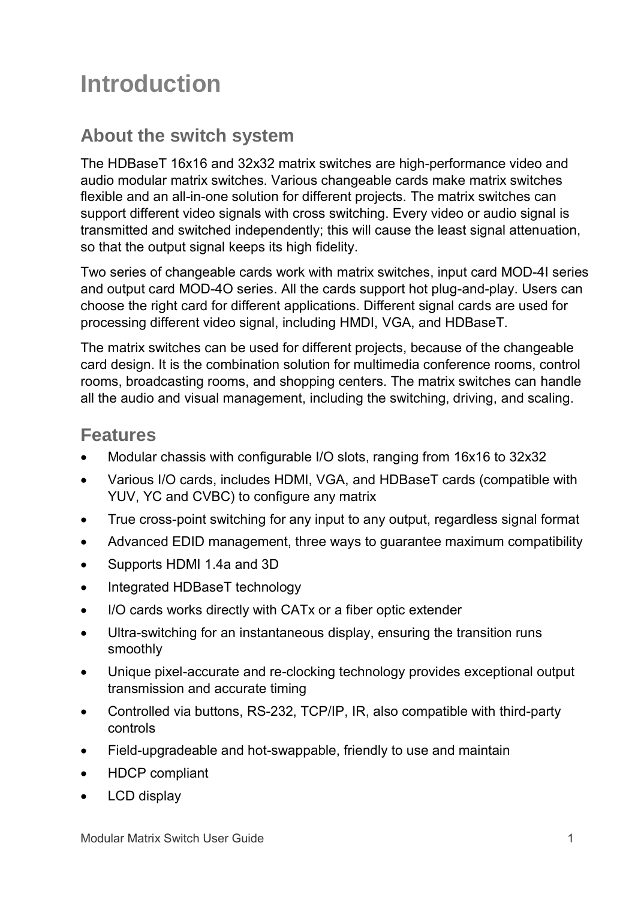# Introduction

## About the switch system

The HDBaseT 16x16 and 32x32 matrix switches are high-performance video and audio modular matrix switches. Various changeable cards make matrix switches flexible and an all-in-one solution for different projects. The matrix switches can support different video signals with cross switching. Every video or audio signal is transmitted and switched independently; this will cause the least signal attenuation, so that the output signal keeps its high fidelity.

Two series of changeable cards work with matrix switches, input card MOD-4I series and output card MOD-4O series. All the cards support hot plug-and-play. Users can choose the right card for different applications. Different signal cards are used for processing different video signal, including HMDI, VGA, and HDBaseT.

The matrix switches can be used for different projects, because of the changeable card design. It is the combination solution for multimedia conference rooms, control rooms, broadcasting rooms, and shopping centers. The matrix switches can handle all the audio and visual management, including the switching, driving, and scaling.

## Features

- Modular chassis with configurable I/O slots, ranging from 16x16 to 32x32
- Various I/O cards, includes HDMI, VGA, and HDBaseT cards (compatible with YUV, YC and CVBC) to configure any matrix
- True cross-point switching for any input to any output, regardless signal format
- Advanced EDID management, three ways to guarantee maximum compatibility
- Supports HDMI 1.4a and 3D
- Integrated HDBaseT technology
- I/O cards works directly with CATx or a fiber optic extender
- Ultra-switching for an instantaneous display, ensuring the transition runs smoothly
- Unique pixel-accurate and re-clocking technology provides exceptional output transmission and accurate timing
- Controlled via buttons, RS-232, TCP/IP, IR, also compatible with third-party controls
- Field-upgradeable and hot-swappable, friendly to use and maintain
- HDCP compliant
- LCD display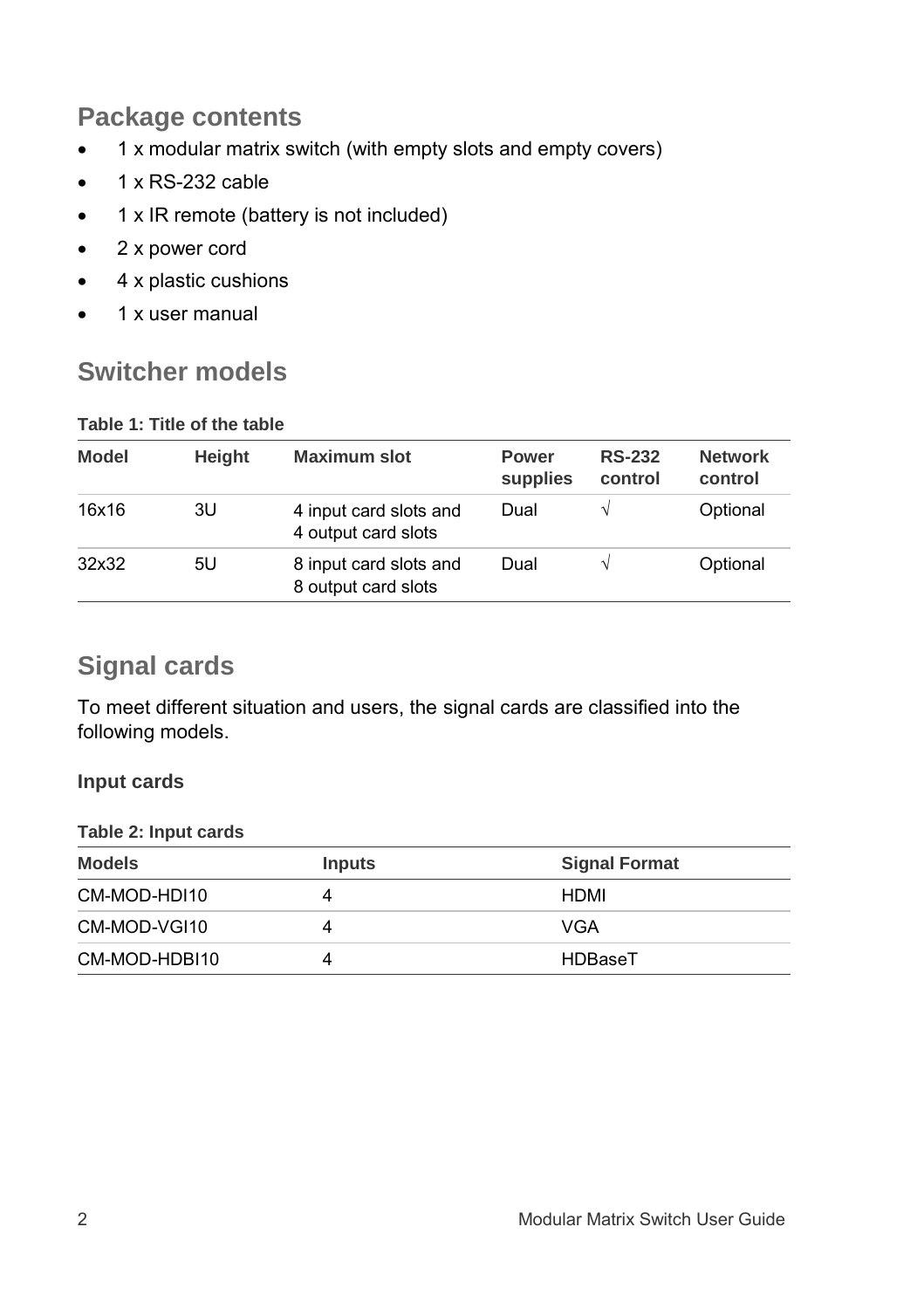## Package contents

- 1 x modular matrix switch (with empty slots and empty covers)
- 1 x RS-232 cable
- 1 x IR remote (battery is not included)
- 2 x power cord
- 4 x plastic cushions
- 1 x user manual

## Switcher models

**Table 1: Title of the table**

| Model | Height | Maximum slot | Power supplies | RS-232 control | Network control |
|---|---|---|---|---|---|
| 16x16 | 3U | 4 input card slots and 4 output card slots | Dual | √ | Optional |
| 32x32 | 5U | 8 input card slots and 8 output card slots | Dual | √ | Optional |

## Signal cards

To meet different situation and users, the signal cards are classified into the following models.

### Input cards

**Table 2: Input cards**

| Models | Inputs | Signal Format |
|---|---|---|
| CM-MOD-HDI10 | 4 | HDMI |
| CM-MOD-VGI10 | 4 | VGA |
| CM-MOD-HDBI10 | 4 | HDBaseT |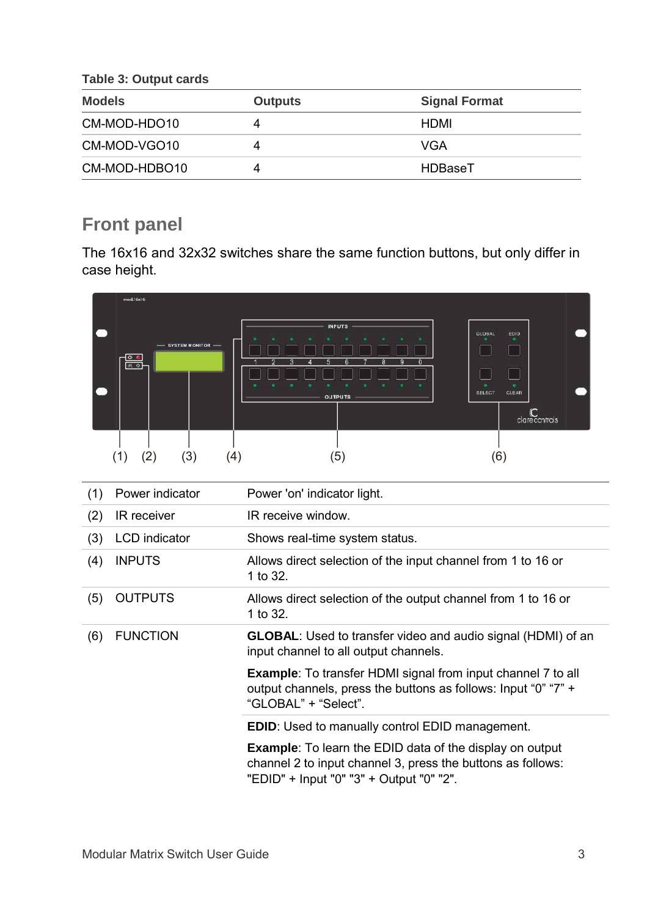**Table 3: Output cards**

| Models | Outputs | Signal Format |
|---|---|---|
| CM-MOD-HDO10 | 4 | HDMI |
| CM-MOD-VGO10 | 4 | VGA |
| CM-MOD-HDBO10 | 4 | HDBaseT |

## Front panel

The 16x16 and 32x32 switches share the same function buttons, but only differ in case height.

| | | |
|---|---|---|
| (1) | Power indicator | Power 'on' indicator light. |
| (2) | IR receiver | IR receive window. |
| (3) | LCD indicator | Shows real-time system status. |
| (4) | INPUTS | Allows direct selection of the input channel from 1 to 16 or 1 to 32. |
| (5) | OUTPUTS | Allows direct selection of the output channel from 1 to 16 or 1 to 32. |
| (6) | FUNCTION | **GLOBAL**: Used to transfer video and audio signal (HDMI) of an input channel to all output channels.<br><br>**Example**: To transfer HDMI signal from input channel 7 to all output channels, press the buttons as follows: Input “0” “7” + “GLOBAL” + “Select”. |
| | | **EDID**: Used to manually control EDID management.<br><br>**Example**: To learn the EDID data of the display on output channel 2 to input channel 3, press the buttons as follows: "EDID" + Input "0" "3" + Output "0" "2". |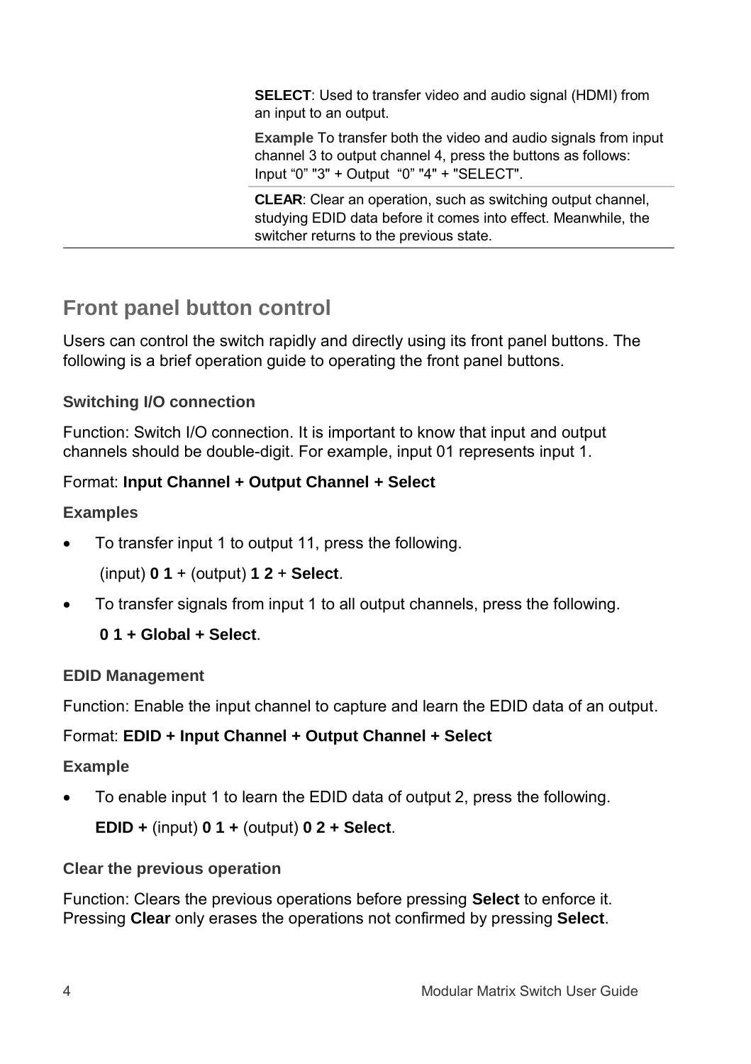| | |
|---|---|
| | **SELECT**: Used to transfer video and audio signal (HDMI) from an input to an output. |
| | **Example** To transfer both the video and audio signals from input channel 3 to output channel 4, press the buttons as follows: Input “0” "3" + Output “0” "4" + "SELECT". |
| | **CLEAR**: Clear an operation, such as switching output channel, studying EDID data before it comes into effect. Meanwhile, the switcher returns to the previous state. |

## Front panel button control

Users can control the switch rapidly and directly using its front panel buttons. The following is a brief operation guide to operating the front panel buttons.

### Switching I/O connection

Function: Switch I/O connection. It is important to know that input and output channels should be double-digit. For example, input 01 represents input 1.

Format: **Input Channel + Output Channel + Select**

**Examples**

- To transfer input 1 to output 11, press the following.

  (input) **0 1** + (output) **1 2** + **Select**.

- To transfer signals from input 1 to all output channels, press the following.

  **0 1 + Global + Select**.

### EDID Management

Function: Enable the input channel to capture and learn the EDID data of an output.

Format: **EDID + Input Channel + Output Channel + Select**

**Example**

- To enable input 1 to learn the EDID data of output 2, press the following.

  **EDID +** (input) **0 1 +** (output) **0 2 + Select**.

### Clear the previous operation

Function: Clears the previous operations before pressing **Select** to enforce it. Pressing **Clear** only erases the operations not confirmed by pressing **Select**.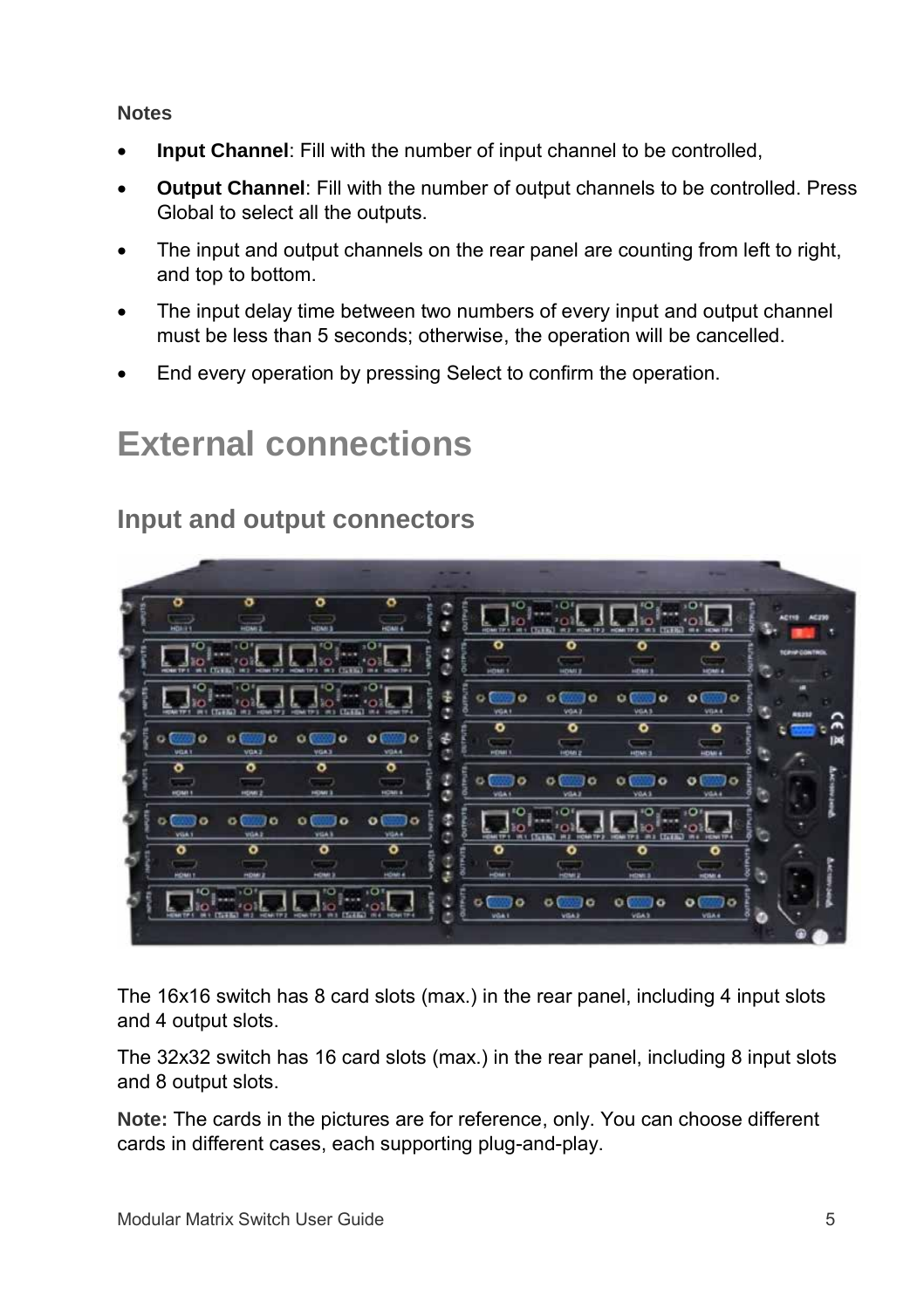**Notes**

- **Input Channel**: Fill with the number of input channel to be controlled,
- **Output Channel**: Fill with the number of output channels to be controlled. Press Global to select all the outputs.
- The input and output channels on the rear panel are counting from left to right, and top to bottom.
- The input delay time between two numbers of every input and output channel must be less than 5 seconds; otherwise, the operation will be cancelled.
- End every operation by pressing Select to confirm the operation.

# External connections

## Input and output connectors

The 16x16 switch has 8 card slots (max.) in the rear panel, including 4 input slots and 4 output slots.

The 32x32 switch has 16 card slots (max.) in the rear panel, including 8 input slots and 8 output slots.

**Note:** The cards in the pictures are for reference, only. You can choose different cards in different cases, each supporting plug-and-play.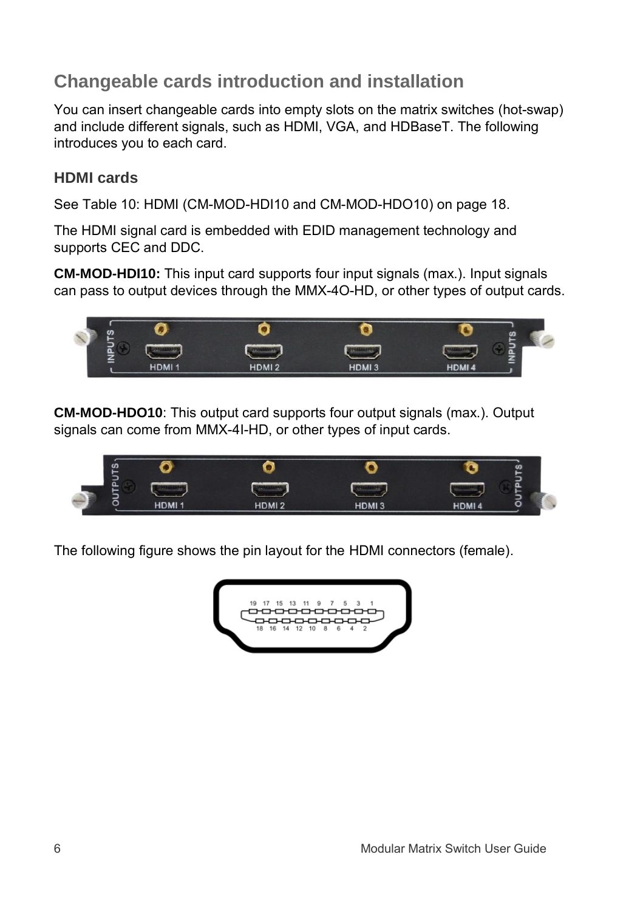## Changeable cards introduction and installation

You can insert changeable cards into empty slots on the matrix switches (hot-swap) and include different signals, such as HDMI, VGA, and HDBaseT. The following introduces you to each card.

### HDMI cards

See Table 10: HDMI (CM-MOD-HDI10 and CM-MOD-HDO10) on page 18.

The HDMI signal card is embedded with EDID management technology and supports CEC and DDC.

**CM-MOD-HDI10:** This input card supports four input signals (max.). Input signals can pass to output devices through the MMX-4O-HD, or other types of output cards.

**CM-MOD-HDO10**: This output card supports four output signals (max.). Output signals can come from MMX-4I-HD, or other types of input cards.

The following figure shows the pin layout for the HDMI connectors (female).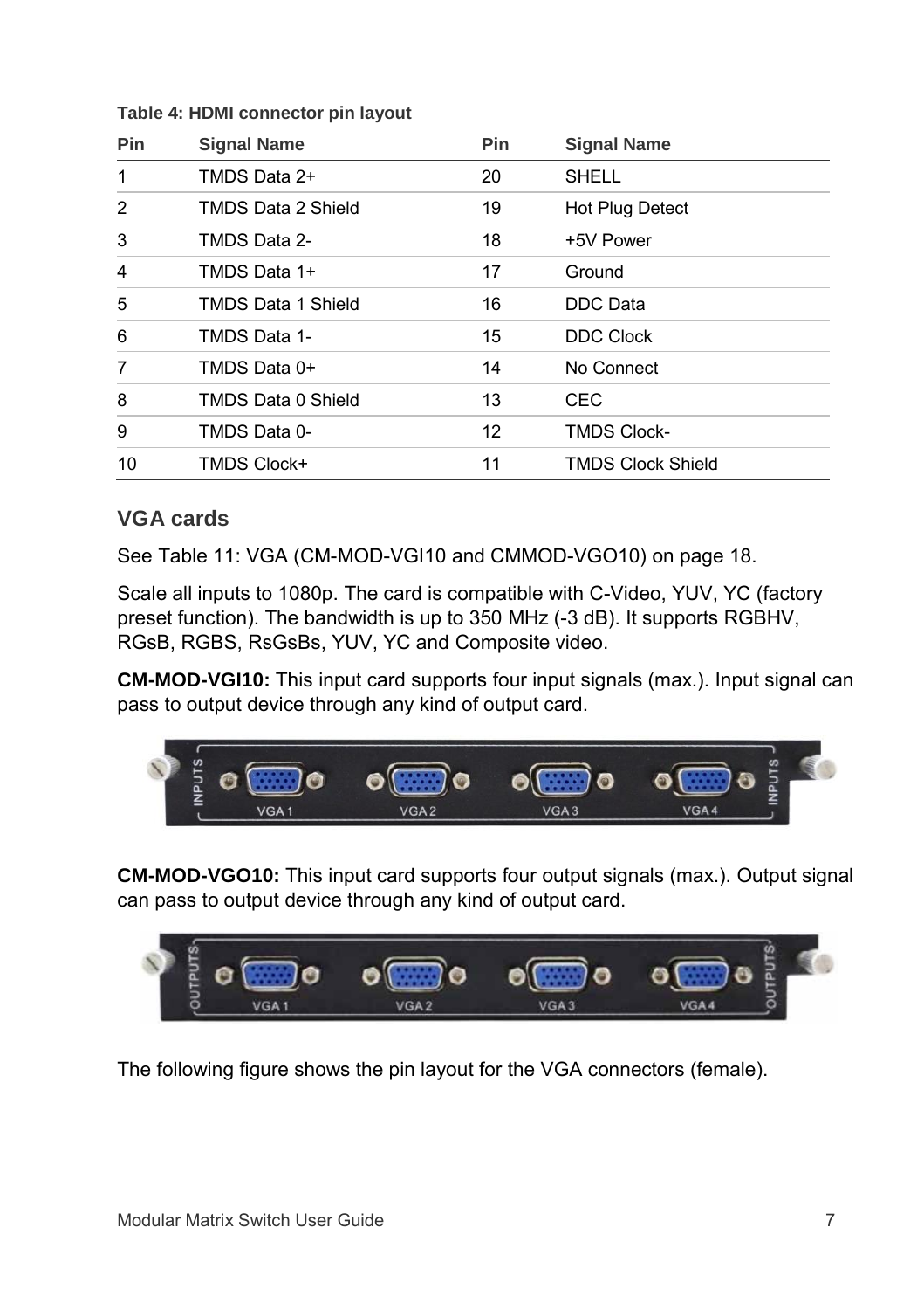**Table 4: HDMI connector pin layout**

| Pin | Signal Name | Pin | Signal Name |
|---|---|---|---|
| 1 | TMDS Data 2+ | 20 | SHELL |
| 2 | TMDS Data 2 Shield | 19 | Hot Plug Detect |
| 3 | TMDS Data 2- | 18 | +5V Power |
| 4 | TMDS Data 1+ | 17 | Ground |
| 5 | TMDS Data 1 Shield | 16 | DDC Data |
| 6 | TMDS Data 1- | 15 | DDC Clock |
| 7 | TMDS Data 0+ | 14 | No Connect |
| 8 | TMDS Data 0 Shield | 13 | CEC |
| 9 | TMDS Data 0- | 12 | TMDS Clock- |
| 10 | TMDS Clock+ | 11 | TMDS Clock Shield |

## VGA cards

See Table 11: VGA (CM-MOD-VGI10 and CMMOD-VGO10) on page 18.

Scale all inputs to 1080p. The card is compatible with C-Video, YUV, YC (factory preset function). The bandwidth is up to 350 MHz (-3 dB). It supports RGBHV, RGsB, RGBS, RsGsBs, YUV, YC and Composite video.

**CM-MOD-VGI10:** This input card supports four input signals (max.). Input signal can pass to output device through any kind of output card.

**CM-MOD-VGO10:** This input card supports four output signals (max.). Output signal can pass to output device through any kind of output card.

The following figure shows the pin layout for the VGA connectors (female).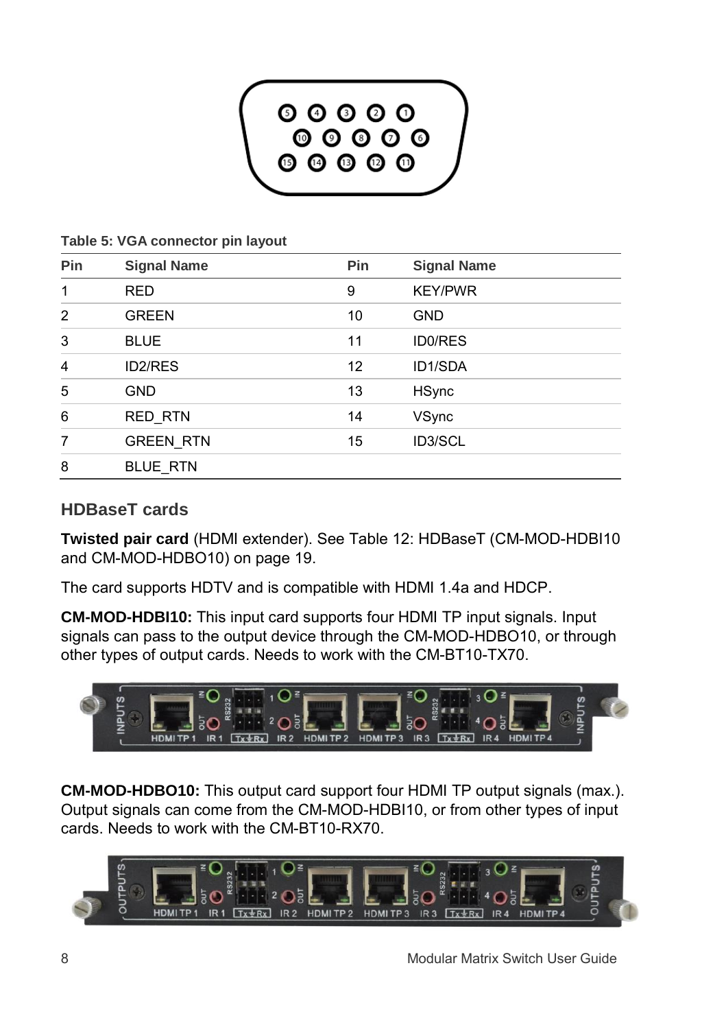**Table 5: VGA connector pin layout**

| Pin | Signal Name | Pin | Signal Name |
|---|---|---|---|
| 1 | RED | 9 | KEY/PWR |
| 2 | GREEN | 10 | GND |
| 3 | BLUE | 11 | ID0/RES |
| 4 | ID2/RES | 12 | ID1/SDA |
| 5 | GND | 13 | HSync |
| 6 | RED_RTN | 14 | VSync |
| 7 | GREEN_RTN | 15 | ID3/SCL |
| 8 | BLUE_RTN | | |

## HDBaseT cards

**Twisted pair card** (HDMI extender). See Table 12: HDBaseT (CM-MOD-HDBI10 and CM-MOD-HDBO10) on page 19.

The card supports HDTV and is compatible with HDMI 1.4a and HDCP.

**CM-MOD-HDBI10:** This input card supports four HDMI TP input signals. Input signals can pass to the output device through the CM-MOD-HDBO10, or through other types of output cards. Needs to work with the CM-BT10-TX70.

**CM-MOD-HDBO10:** This output card support four HDMI TP output signals (max.). Output signals can come from the CM-MOD-HDBI10, or from other types of input cards. Needs to work with the CM-BT10-RX70.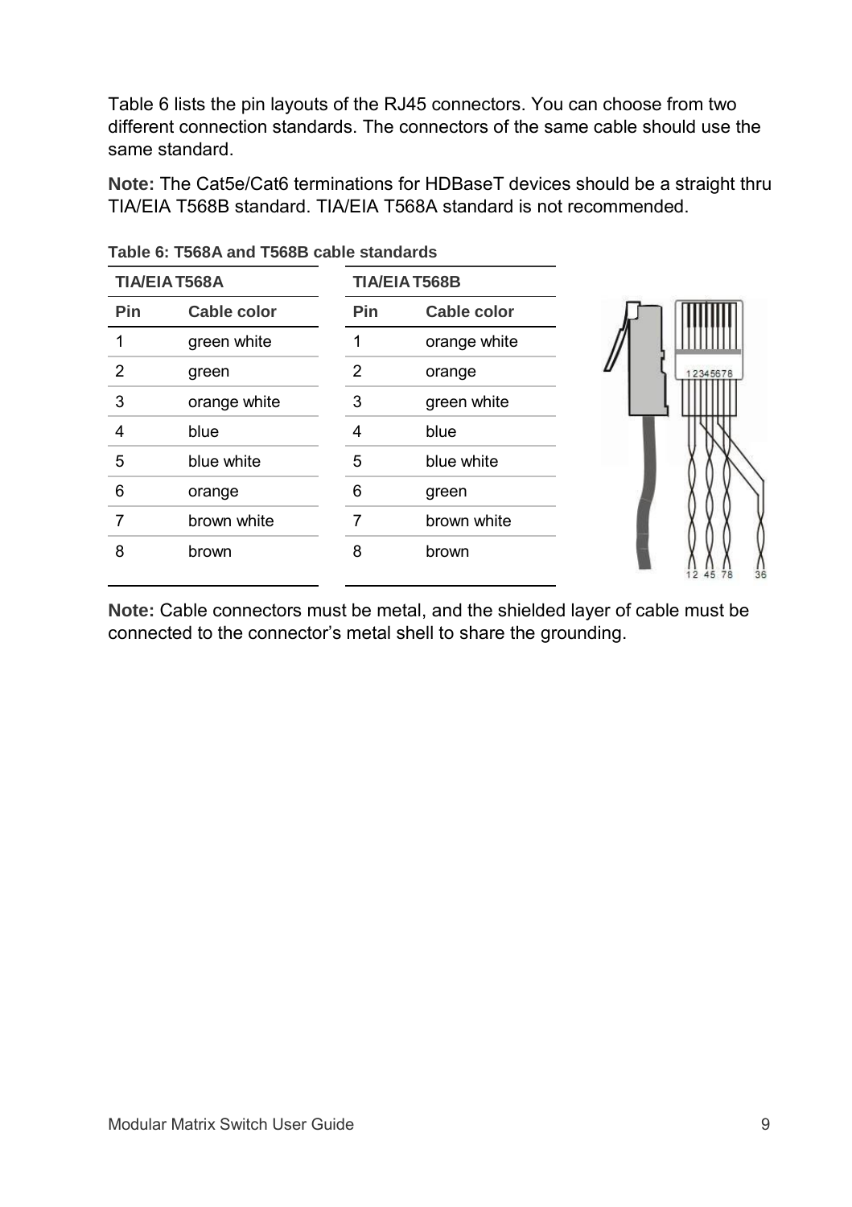Table 6 lists the pin layouts of the RJ45 connectors. You can choose from two different connection standards. The connectors of the same cable should use the same standard.

**Note:** The Cat5e/Cat6 terminations for HDBaseT devices should be a straight thru TIA/EIA T568B standard. TIA/EIA T568A standard is not recommended.

**Table 6: T568A and T568B cable standards**

| TIA/EIA T568A | | TIA/EIA T568B | |
|---|---|---|---|
| **Pin** | **Cable color** | **Pin** | **Cable color** |
| 1 | green white | 1 | orange white |
| 2 | green | 2 | orange |
| 3 | orange white | 3 | green white |
| 4 | blue | 4 | blue |
| 5 | blue white | 5 | blue white |
| 6 | orange | 6 | green |
| 7 | brown white | 7 | brown white |
| 8 | brown | 8 | brown |

**Note:** Cable connectors must be metal, and the shielded layer of cable must be connected to the connector's metal shell to share the grounding.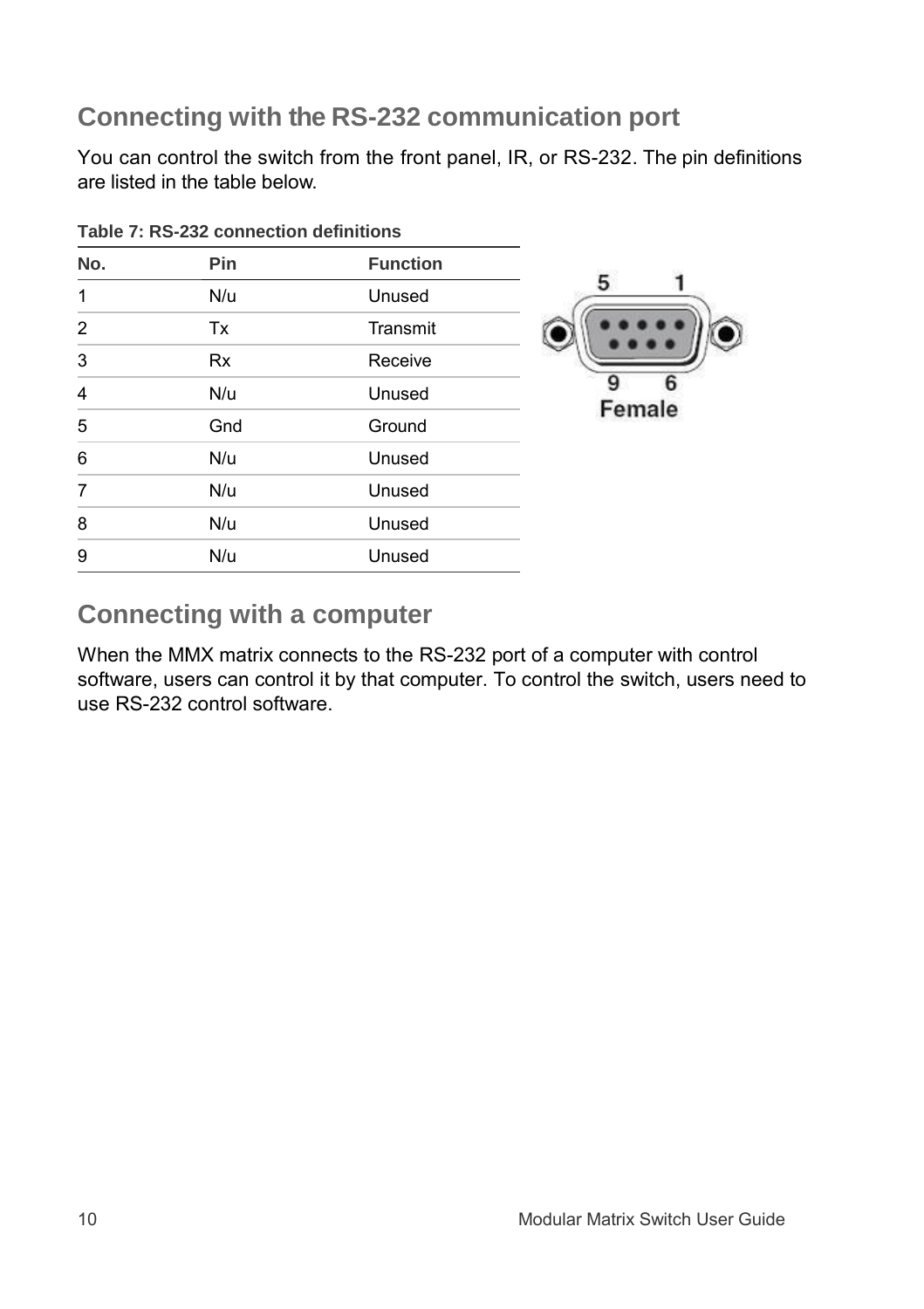## Connecting with the RS-232 communication port

You can control the switch from the front panel, IR, or RS-232. The pin definitions are listed in the table below.

**Table 7: RS-232 connection definitions**

| No. | Pin | Function |
|---|---|---|
| 1 | N/u | Unused |
| 2 | Tx | Transmit |
| 3 | Rx | Receive |
| 4 | N/u | Unused |
| 5 | Gnd | Ground |
| 6 | N/u | Unused |
| 7 | N/u | Unused |
| 8 | N/u | Unused |
| 9 | N/u | Unused |

## Connecting with a computer

When the MMX matrix connects to the RS-232 port of a computer with control software, users can control it by that computer. To control the switch, users need to use RS-232 control software.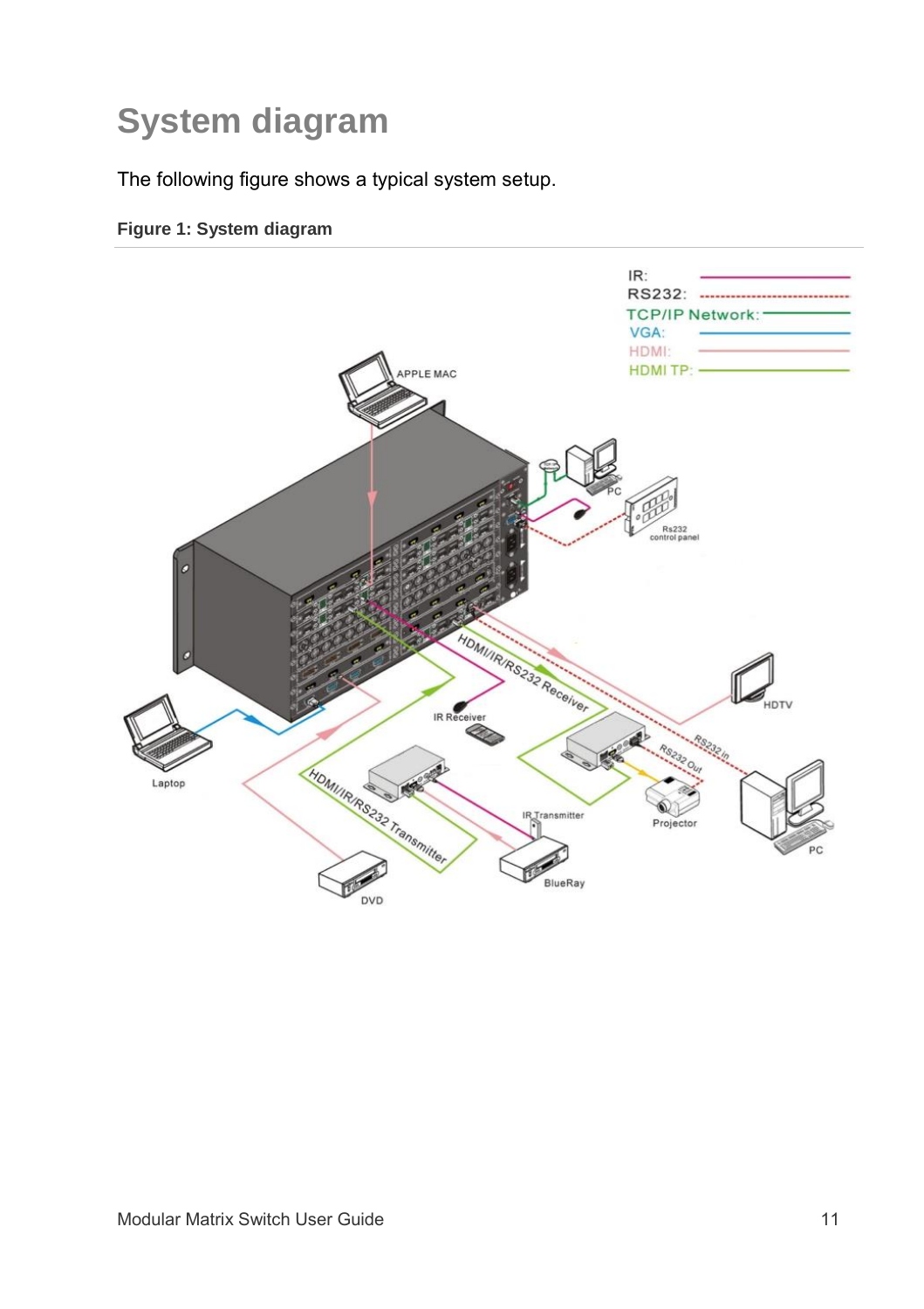# System diagram

The following figure shows a typical system setup.

**Figure 1: System diagram**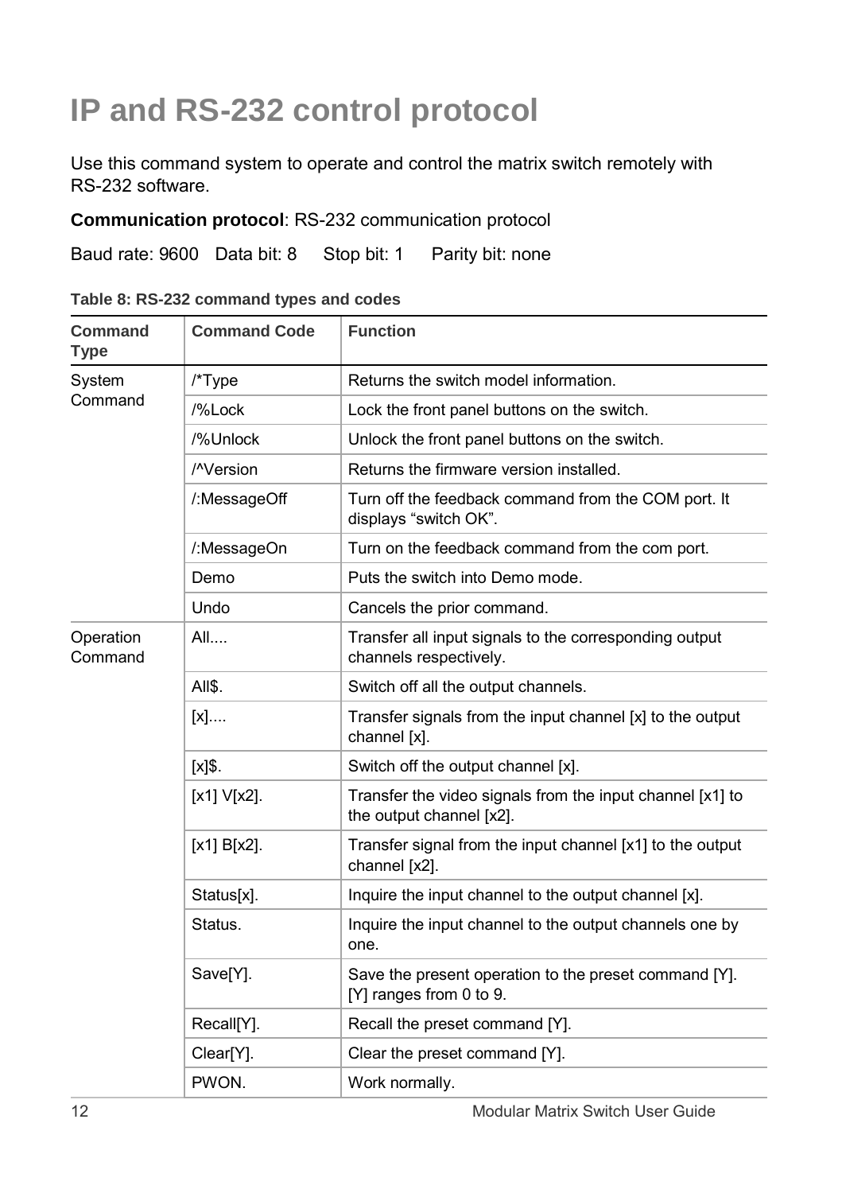# IP and RS-232 control protocol

Use this command system to operate and control the matrix switch remotely with RS-232 software.

**Communication protocol**: RS-232 communication protocol

Baud rate: 9600 Data bit: 8 Stop bit: 1 Parity bit: none

**Table 8: RS-232 command types and codes**

| Command Type | Command Code | Function |
|---|---|---|
| System Command | /*Type | Returns the switch model information. |
| | /%Lock | Lock the front panel buttons on the switch. |
| | /%Unlock | Unlock the front panel buttons on the switch. |
| | /^Version | Returns the firmware version installed. |
| | /:MessageOff | Turn off the feedback command from the COM port. It displays “switch OK”. |
| | /:MessageOn | Turn on the feedback command from the com port. |
| | Demo | Puts the switch into Demo mode. |
| | Undo | Cancels the prior command. |
| Operation Command | All.... | Transfer all input signals to the corresponding output channels respectively. |
| | All$. | Switch off all the output channels. |
| | [x].... | Transfer signals from the input channel [x] to the output channel [x]. |
| | [x]$. | Switch off the output channel [x]. |
| | [x1] V[x2]. | Transfer the video signals from the input channel [x1] to the output channel [x2]. |
| | [x1] B[x2]. | Transfer signal from the input channel [x1] to the output channel [x2]. |
| | Status[x]. | Inquire the input channel to the output channel [x]. |
| | Status. | Inquire the input channel to the output channels one by one. |
| | Save[Y]. | Save the present operation to the preset command [Y]. [Y] ranges from 0 to 9. |
| | Recall[Y]. | Recall the preset command [Y]. |
| | Clear[Y]. | Clear the preset command [Y]. |
| | PWON. | Work normally. |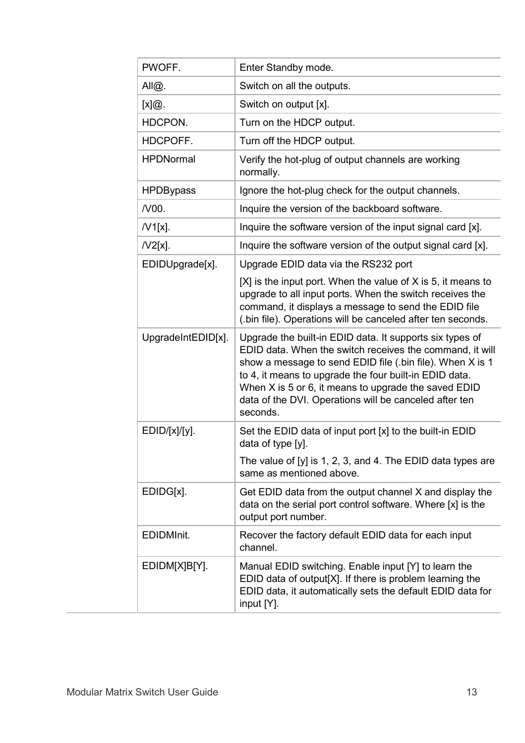| | |
|---|---|
| PWOFF. | Enter Standby mode. |
| All@. | Switch on all the outputs. |
| [x]@. | Switch on output [x]. |
| HDCPON. | Turn on the HDCP output. |
| HDCPOFF. | Turn off the HDCP output. |
| HPDNormal | Verify the hot-plug of output channels are working normally. |
| HPDBypass | Ignore the hot-plug check for the output channels. |
| /V00. | Inquire the version of the backboard software. |
| /V1[x]. | Inquire the software version of the input signal card [x]. |
| /V2[x]. | Inquire the software version of the output signal card [x]. |
| EDIDUpgrade[x]. | Upgrade EDID data via the RS232 port<br><br>[X] is the input port. When the value of X is 5, it means to upgrade to all input ports. When the switch receives the command, it displays a message to send the EDID file (.bin file). Operations will be canceled after ten seconds. |
| UpgradeIntEDID[x]. | Upgrade the built-in EDID data. It supports six types of EDID data. When the switch receives the command, it will show a message to send EDID file (.bin file). When X is 1 to 4, it means to upgrade the four built-in EDID data. When X is 5 or 6, it means to upgrade the saved EDID data of the DVI. Operations will be canceled after ten seconds. |
| EDID/[x]/[y]. | Set the EDID data of input port [x] to the built-in EDID data of type [y].<br><br>The value of [y] is 1, 2, 3, and 4. The EDID data types are same as mentioned above. |
| EDIDG[x]. | Get EDID data from the output channel X and display the data on the serial port control software. Where [x] is the output port number. |
| EDIDMInit. | Recover the factory default EDID data for each input channel. |
| EDIDM[X]B[Y]. | Manual EDID switching. Enable input [Y] to learn the EDID data of output[X]. If there is problem learning the EDID data, it automatically sets the default EDID data for input [Y]. |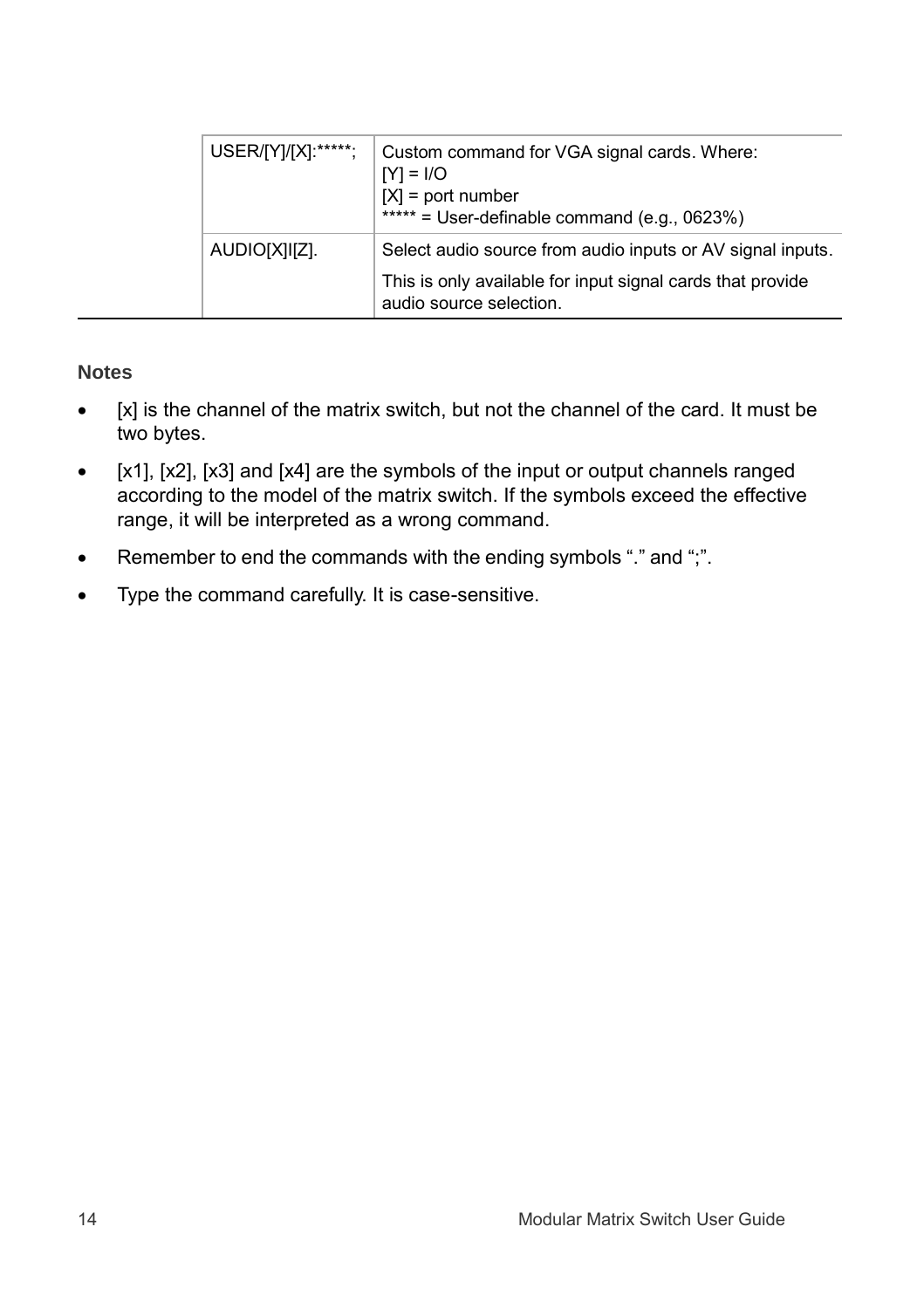| | |
|---|---|
| USER/[Y]/[X]:*****; | Custom command for VGA signal cards. Where:<br>[Y] = I/O<br>[X] = port number<br>***** = User-definable command (e.g., 0623%) |
| AUDIO[X]I[Z]. | Select audio source from audio inputs or AV signal inputs.<br>This is only available for input signal cards that provide audio source selection. |

**Notes**

- [x] is the channel of the matrix switch, but not the channel of the card. It must be two bytes.
- [x1], [x2], [x3] and [x4] are the symbols of the input or output channels ranged according to the model of the matrix switch. If the symbols exceed the effective range, it will be interpreted as a wrong command.
- Remember to end the commands with the ending symbols "." and ";".
- Type the command carefully. It is case-sensitive.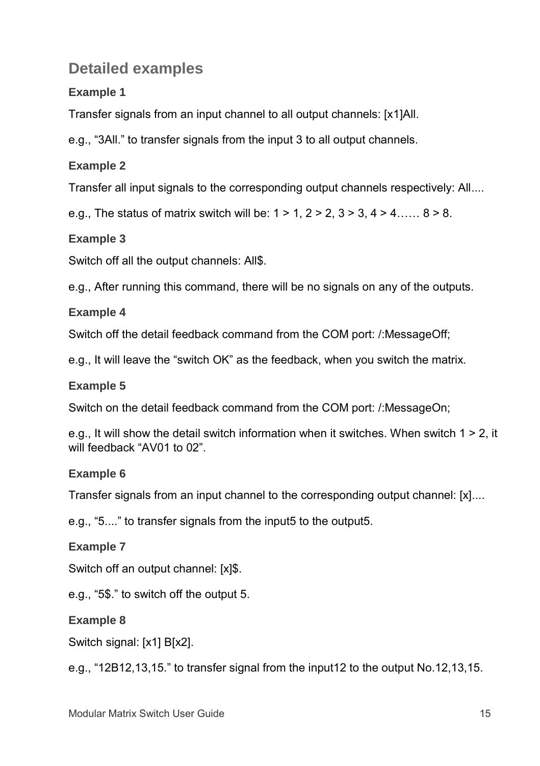## Detailed examples

### Example 1

Transfer signals from an input channel to all output channels: [x1]All.

e.g., “3All.” to transfer signals from the input 3 to all output channels.

### Example 2

Transfer all input signals to the corresponding output channels respectively: All....

e.g., The status of matrix switch will be: 1 > 1, 2 > 2, 3 > 3, 4 > 4…… 8 > 8.

### Example 3

Switch off all the output channels: All$.

e.g., After running this command, there will be no signals on any of the outputs.

### Example 4

Switch off the detail feedback command from the COM port: /:MessageOff;

e.g., It will leave the “switch OK” as the feedback, when you switch the matrix.

### Example 5

Switch on the detail feedback command from the COM port: /:MessageOn;

e.g., It will show the detail switch information when it switches. When switch 1 > 2, it will feedback “AV01 to 02”.

### Example 6

Transfer signals from an input channel to the corresponding output channel: [x]....

e.g., “5....” to transfer signals from the input5 to the output5.

### Example 7

Switch off an output channel: [x]$.

e.g., “5$.” to switch off the output 5.

### Example 8

Switch signal: [x1] B[x2].

e.g., “12B12,13,15.” to transfer signal from the input12 to the output No.12,13,15.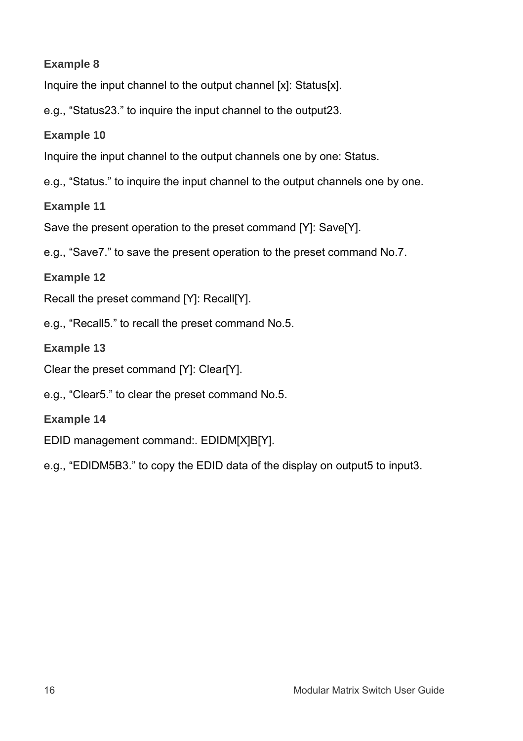**Example 8**

Inquire the input channel to the output channel [x]: Status[x].

e.g., “Status23.” to inquire the input channel to the output23.

**Example 10**

Inquire the input channel to the output channels one by one: Status.

e.g., “Status.” to inquire the input channel to the output channels one by one.

**Example 11**

Save the present operation to the preset command [Y]: Save[Y].

e.g., “Save7.” to save the present operation to the preset command No.7.

**Example 12**

Recall the preset command [Y]: Recall[Y].

e.g., “Recall5.” to recall the preset command No.5.

**Example 13**

Clear the preset command [Y]: Clear[Y].

e.g., “Clear5.” to clear the preset command No.5.

**Example 14**

EDID management command:. EDIDM[X]B[Y].

e.g., “EDIDM5B3.” to copy the EDID data of the display on output5 to input3.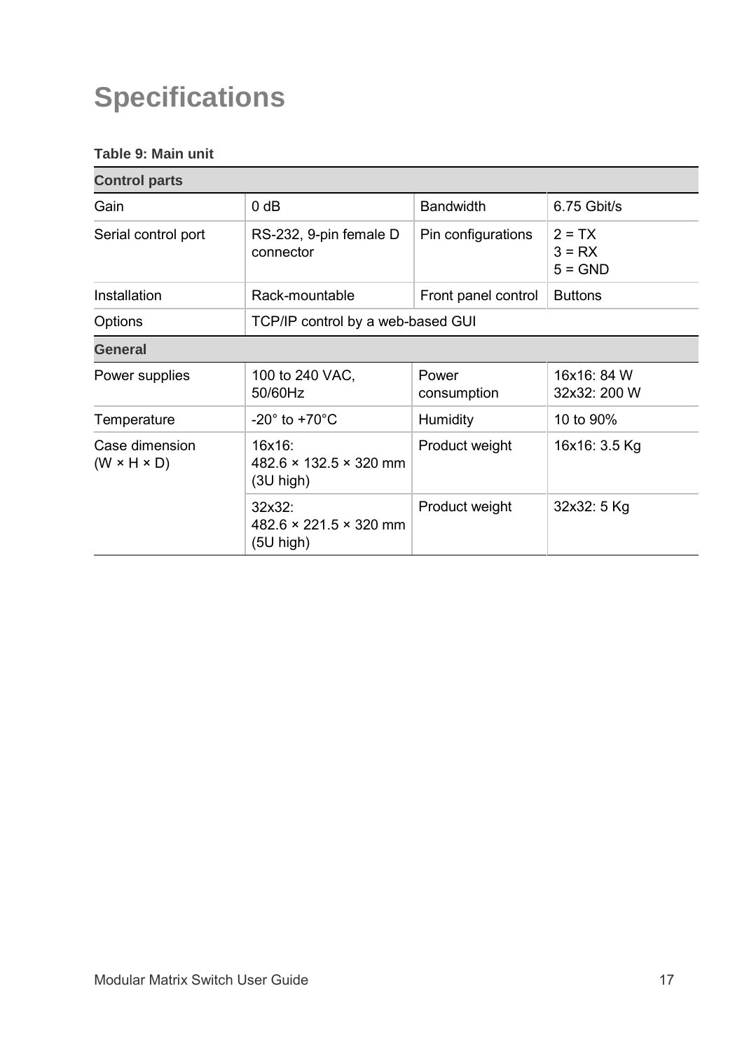# Specifications

**Table 9: Main unit**

| **Control parts** | | | |
|---|---|---|---|
| Gain | 0 dB | Bandwidth | 6.75 Gbit/s |
| Serial control port | RS-232, 9-pin female D connector | Pin configurations | 2 = TX<br>3 = RX<br>5 = GND |
| Installation | Rack-mountable | Front panel control | Buttons |
| Options | TCP/IP control by a web-based GUI | | |
| **General** | | | |
| Power supplies | 100 to 240 VAC, 50/60Hz | Power consumption | 16x16: 84 W<br>32x32: 200 W |
| Temperature | -20° to +70°C | Humidity | 10 to 90% |
| Case dimension (W × H × D) | 16x16:<br>482.6 × 132.5 × 320 mm (3U high) | Product weight | 16x16: 3.5 Kg |
| | 32x32:<br>482.6 × 221.5 × 320 mm (5U high) | Product weight | 32x32: 5 Kg |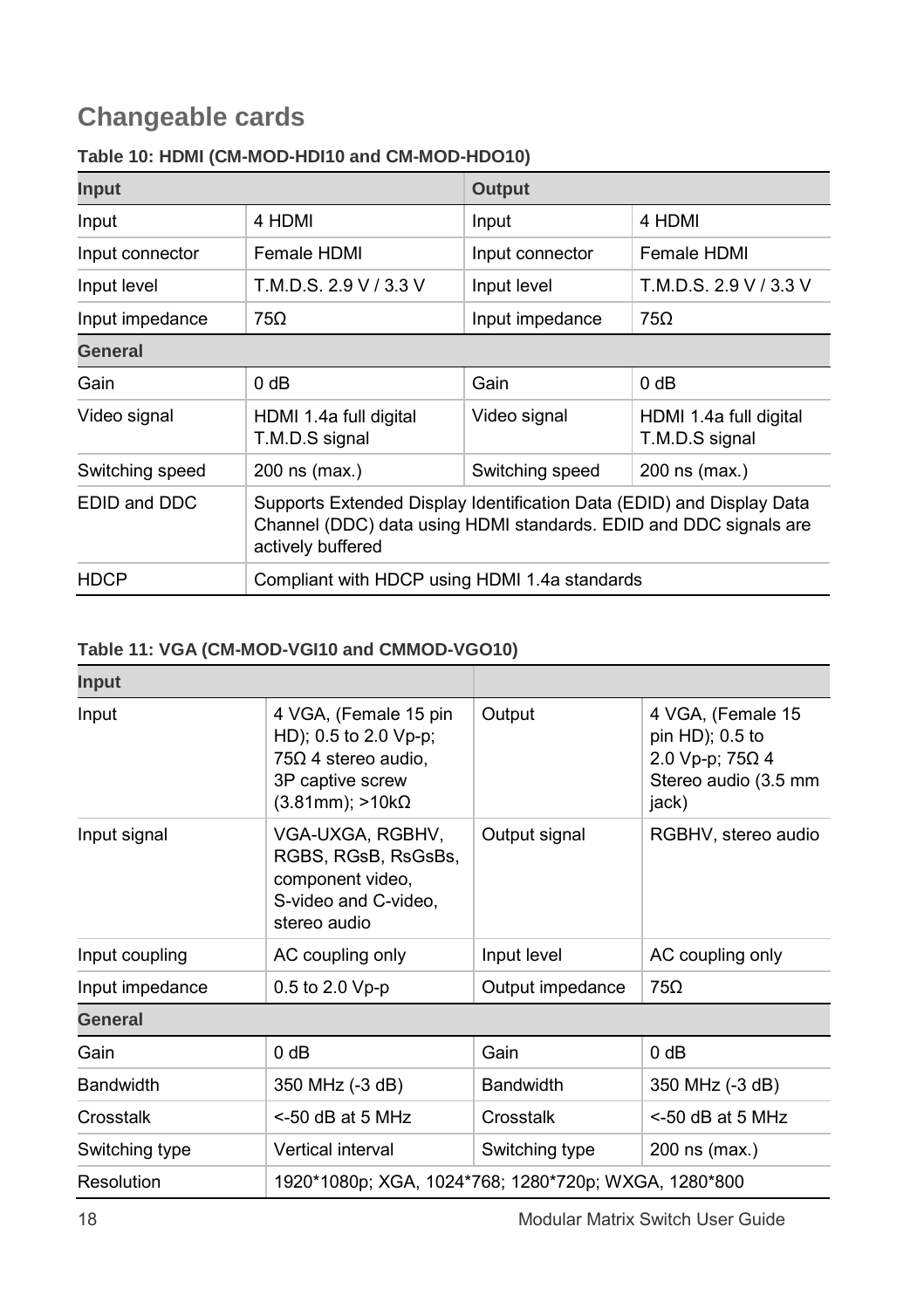## Changeable cards

**Table 10: HDMI (CM-MOD-HDI10 and CM-MOD-HDO10)**

| Input | | Output | |
|---|---|---|---|
| Input | 4 HDMI | Input | 4 HDMI |
| Input connector | Female HDMI | Input connector | Female HDMI |
| Input level | T.M.D.S. 2.9 V / 3.3 V | Input level | T.M.D.S. 2.9 V / 3.3 V |
| Input impedance | 75Ω | Input impedance | 75Ω |
| **General** | | | |
| Gain | 0 dB | Gain | 0 dB |
| Video signal | HDMI 1.4a full digital T.M.D.S signal | Video signal | HDMI 1.4a full digital T.M.D.S signal |
| Switching speed | 200 ns (max.) | Switching speed | 200 ns (max.) |
| EDID and DDC | Supports Extended Display Identification Data (EDID) and Display Data Channel (DDC) data using HDMI standards. EDID and DDC signals are actively buffered | | |
| HDCP | Compliant with HDCP using HDMI 1.4a standards | | |

**Table 11: VGA (CM-MOD-VGI10 and CMMOD-VGO10)**

| Input | | | |
|---|---|---|---|
| Input | 4 VGA, (Female 15 pin HD); 0.5 to 2.0 Vp-p; 75Ω 4 stereo audio, 3P captive screw (3.81mm); >10kΩ | Output | 4 VGA, (Female 15 pin HD); 0.5 to 2.0 Vp-p; 75Ω 4 Stereo audio (3.5 mm jack) |
| Input signal | VGA-UXGA, RGBHV, RGBS, RGsB, RsGsBs, component video, S-video and C-video, stereo audio | Output signal | RGBHV, stereo audio |
| Input coupling | AC coupling only | Input level | AC coupling only |
| Input impedance | 0.5 to 2.0 Vp-p | Output impedance | 75Ω |
| **General** | | | |
| Gain | 0 dB | Gain | 0 dB |
| Bandwidth | 350 MHz (-3 dB) | Bandwidth | 350 MHz (-3 dB) |
| Crosstalk | <-50 dB at 5 MHz | Crosstalk | <-50 dB at 5 MHz |
| Switching type | Vertical interval | Switching type | 200 ns (max.) |
| Resolution | 1920*1080p; XGA, 1024*768; 1280*720p; WXGA, 1280*800 | | |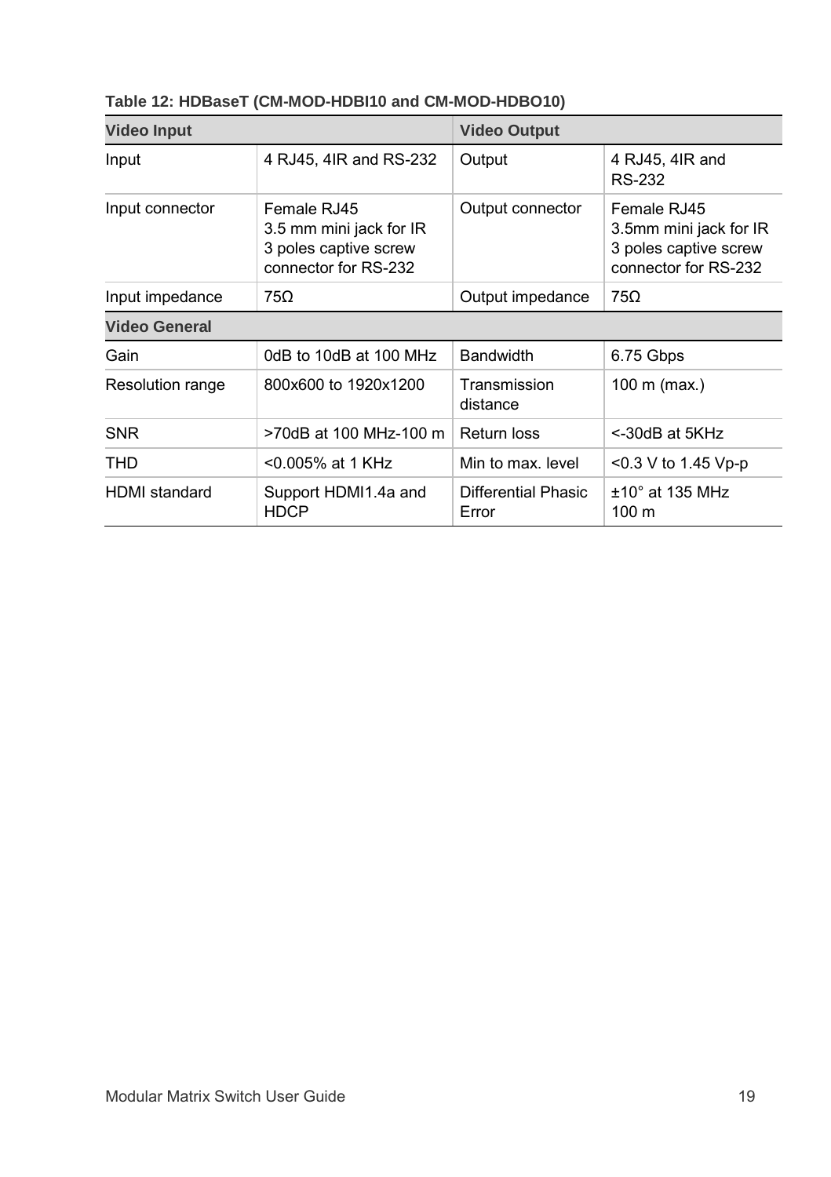**Table 12: HDBaseT (CM-MOD-HDBI10 and CM-MOD-HDBO10)**

| **Video Input** | | **Video Output** | |
|---|---|---|---|
| Input | 4 RJ45, 4IR and RS-232 | Output | 4 RJ45, 4IR and RS-232 |
| Input connector | Female RJ45<br>3.5 mm mini jack for IR<br>3 poles captive screw connector for RS-232 | Output connector | Female RJ45<br>3.5mm mini jack for IR<br>3 poles captive screw connector for RS-232 |
| Input impedance | 75Ω | Output impedance | 75Ω |
| **Video General** | | | |
| Gain | 0dB to 10dB at 100 MHz | Bandwidth | 6.75 Gbps |
| Resolution range | 800x600 to 1920x1200 | Transmission distance | 100 m (max.) |
| SNR | >70dB at 100 MHz-100 m | Return loss | <-30dB at 5KHz |
| THD | <0.005% at 1 KHz | Min to max. level | <0.3 V to 1.45 Vp-p |
| HDMI standard | Support HDMI1.4a and HDCP | Differential Phasic Error | ±10° at 135 MHz<br>100 m |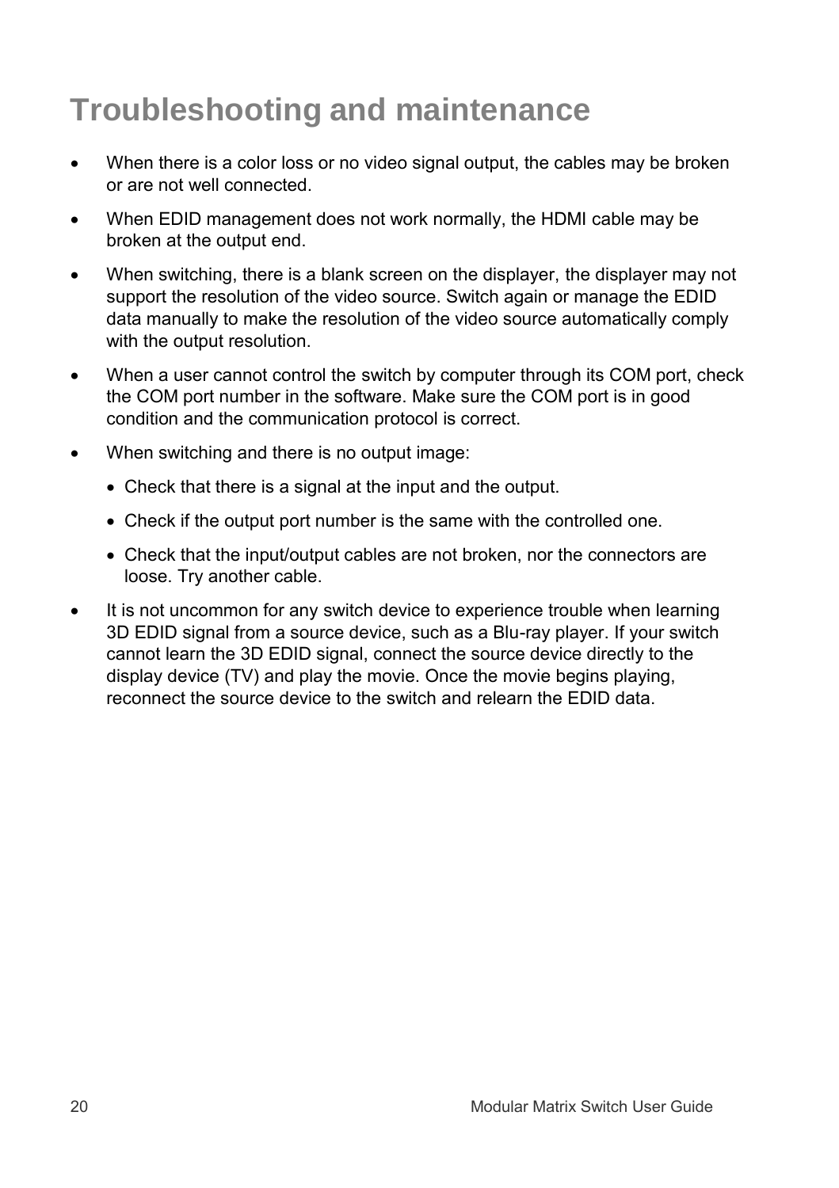# Troubleshooting and maintenance

- When there is a color loss or no video signal output, the cables may be broken or are not well connected.
- When EDID management does not work normally, the HDMI cable may be broken at the output end.
- When switching, there is a blank screen on the displayer, the displayer may not support the resolution of the video source. Switch again or manage the EDID data manually to make the resolution of the video source automatically comply with the output resolution.
- When a user cannot control the switch by computer through its COM port, check the COM port number in the software. Make sure the COM port is in good condition and the communication protocol is correct.
- When switching and there is no output image:
  - Check that there is a signal at the input and the output.
  - Check if the output port number is the same with the controlled one.
  - Check that the input/output cables are not broken, nor the connectors are loose. Try another cable.
- It is not uncommon for any switch device to experience trouble when learning 3D EDID signal from a source device, such as a Blu-ray player. If your switch cannot learn the 3D EDID signal, connect the source device directly to the display device (TV) and play the movie. Once the movie begins playing, reconnect the source device to the switch and relearn the EDID data.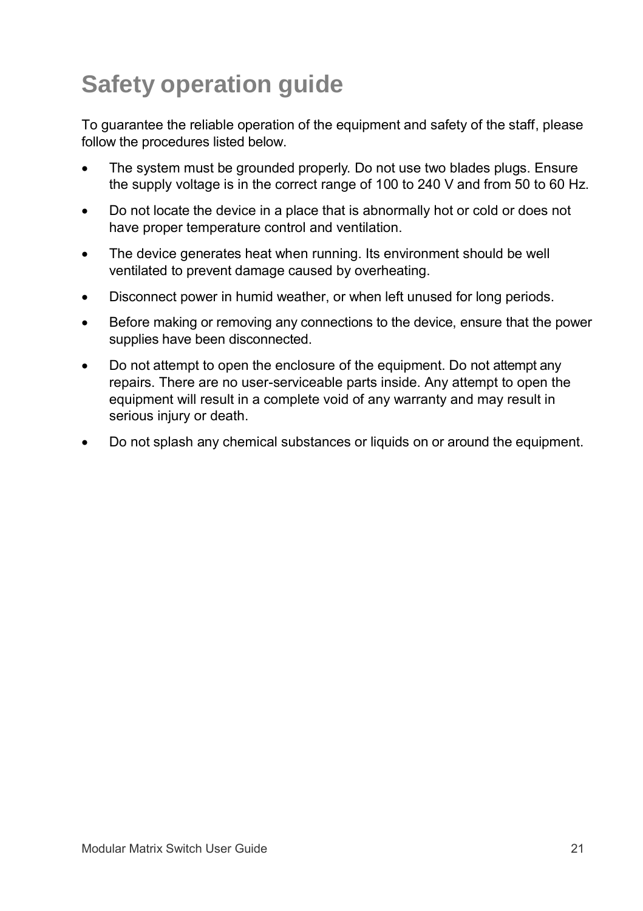# Safety operation guide

To guarantee the reliable operation of the equipment and safety of the staff, please follow the procedures listed below.

- The system must be grounded properly. Do not use two blades plugs. Ensure the supply voltage is in the correct range of 100 to 240 V and from 50 to 60 Hz.
- Do not locate the device in a place that is abnormally hot or cold or does not have proper temperature control and ventilation.
- The device generates heat when running. Its environment should be well ventilated to prevent damage caused by overheating.
- Disconnect power in humid weather, or when left unused for long periods.
- Before making or removing any connections to the device, ensure that the power supplies have been disconnected.
- Do not attempt to open the enclosure of the equipment. Do not attempt any repairs. There are no user-serviceable parts inside. Any attempt to open the equipment will result in a complete void of any warranty and may result in serious injury or death.
- Do not splash any chemical substances or liquids on or around the equipment.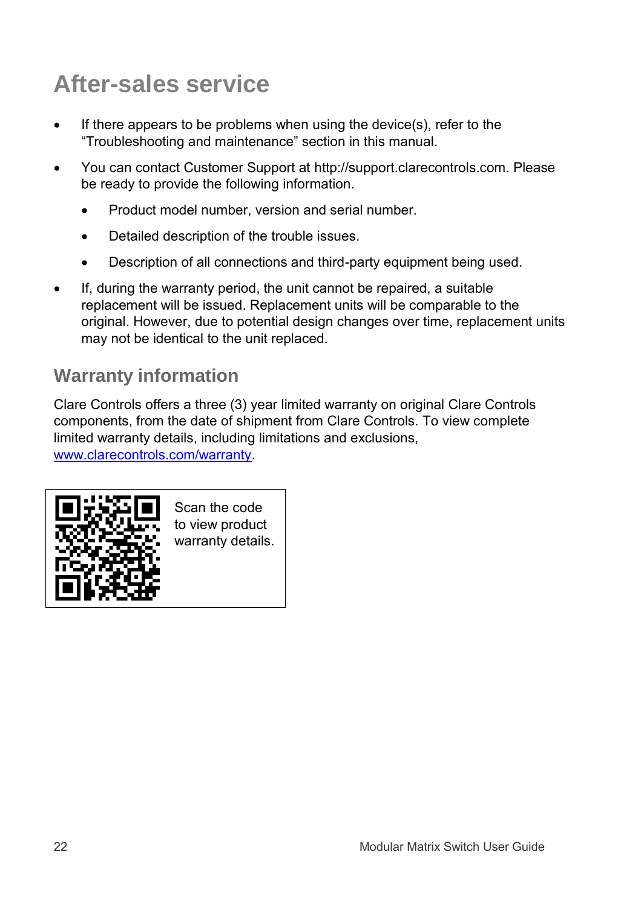# After-sales service

- If there appears to be problems when using the device(s), refer to the “Troubleshooting and maintenance” section in this manual.
- You can contact Customer Support at http://support.clarecontrols.com. Please be ready to provide the following information.
  - Product model number, version and serial number.
  - Detailed description of the trouble issues.
  - Description of all connections and third-party equipment being used.
- If, during the warranty period, the unit cannot be repaired, a suitable replacement will be issued. Replacement units will be comparable to the original. However, due to potential design changes over time, replacement units may not be identical to the unit replaced.

## Warranty information

Clare Controls offers a three (3) year limited warranty on original Clare Controls components, from the date of shipment from Clare Controls. To view complete limited warranty details, including limitations and exclusions, [www.clarecontrols.com/warranty](www.clarecontrols.com/warranty).

Scan the code to view product warranty details.